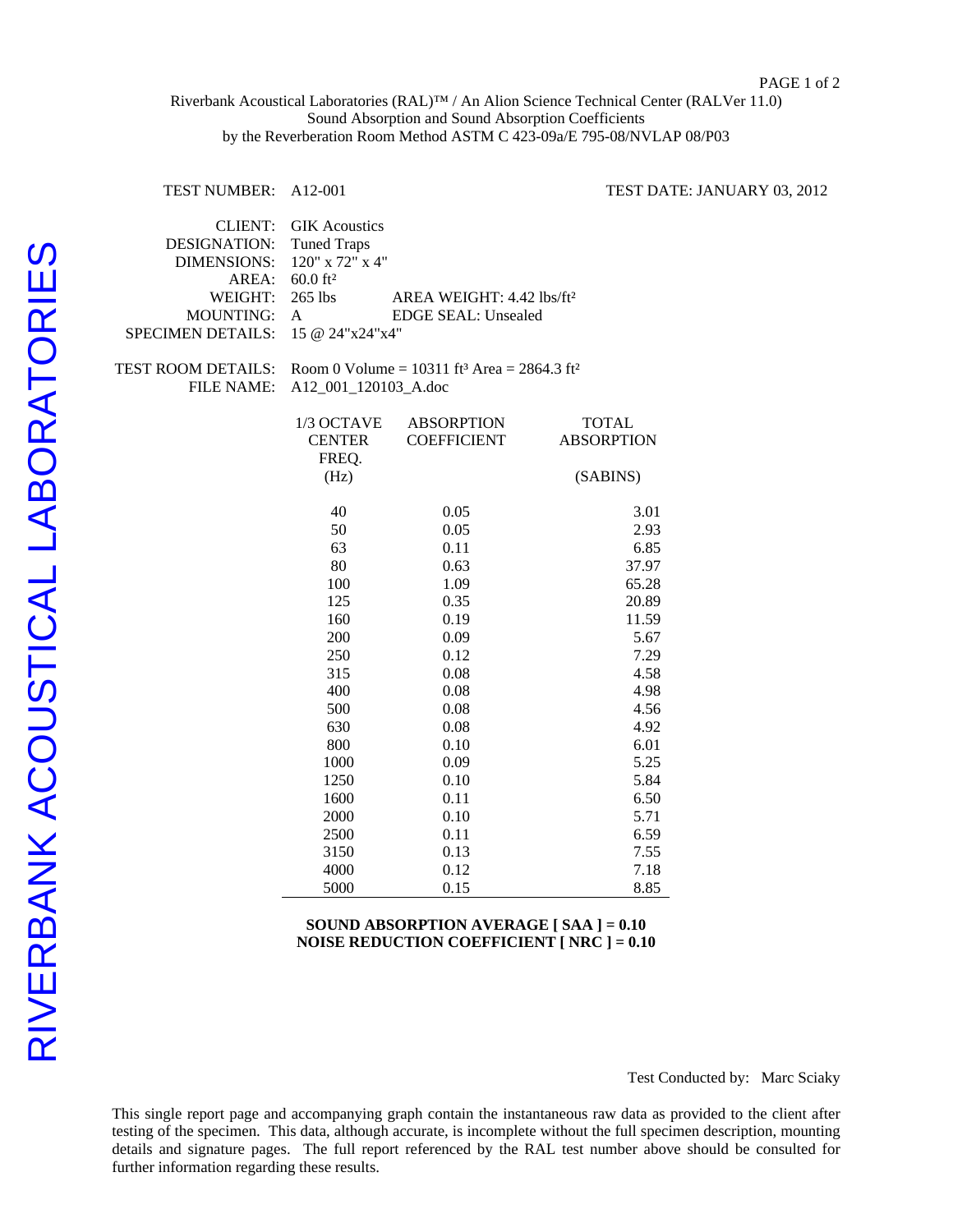Riverbank Acoustical Laboratories (RAL)™ / An Alion Science Technical Center (RALVer 11.0)
Sound Absorption and Sound Absorption Coefficients
by the Reverberation Room Method ASTM C 423-09a/E 795-08/NVLAP 08/P03

RIVERBANK ACOUSTICAL LABORATORIES

TEST NUMBER: A12-001

TEST DATE: JANUARY 03, 2012

CLIENT: GIK Acoustics
DESIGNATION: Tuned Traps
DIMENSIONS: 120" x 72" x 4"
AREA: 60.0 ft²
WEIGHT: 265 lbs    AREA WEIGHT: 4.42 lbs/ft²
MOUNTING: A    EDGE SEAL: Unsealed
SPECIMEN DETAILS: 15 @ 24"x24"x4"

TEST ROOM DETAILS: Room 0 Volume = 10311 ft³ Area = 2864.3 ft²
FILE NAME: A12_001_120103_A.doc

| 1/3 OCTAVE CENTER FREQ. (Hz) | ABSORPTION COEFFICIENT | TOTAL ABSORPTION (SABINS) |
|---|---|---|
| 40 | 0.05 | 3.01 |
| 50 | 0.05 | 2.93 |
| 63 | 0.11 | 6.85 |
| 80 | 0.63 | 37.97 |
| 100 | 1.09 | 65.28 |
| 125 | 0.35 | 20.89 |
| 160 | 0.19 | 11.59 |
| 200 | 0.09 | 5.67 |
| 250 | 0.12 | 7.29 |
| 315 | 0.08 | 4.58 |
| 400 | 0.08 | 4.98 |
| 500 | 0.08 | 4.56 |
| 630 | 0.08 | 4.92 |
| 800 | 0.10 | 6.01 |
| 1000 | 0.09 | 5.25 |
| 1250 | 0.10 | 5.84 |
| 1600 | 0.11 | 6.50 |
| 2000 | 0.10 | 5.71 |
| 2500 | 0.11 | 6.59 |
| 3150 | 0.13 | 7.55 |
| 4000 | 0.12 | 7.18 |
| 5000 | 0.15 | 8.85 |

**SOUND ABSORPTION AVERAGE [ SAA ] = 0.10**
**NOISE REDUCTION COEFFICIENT [ NRC ] = 0.10**

Test Conducted by: Marc Sciaky

This single report page and accompanying graph contain the instantaneous raw data as provided to the client after testing of the specimen. This data, although accurate, is incomplete without the full specimen description, mounting details and signature pages. The full report referenced by the RAL test number above should be consulted for further information regarding these results.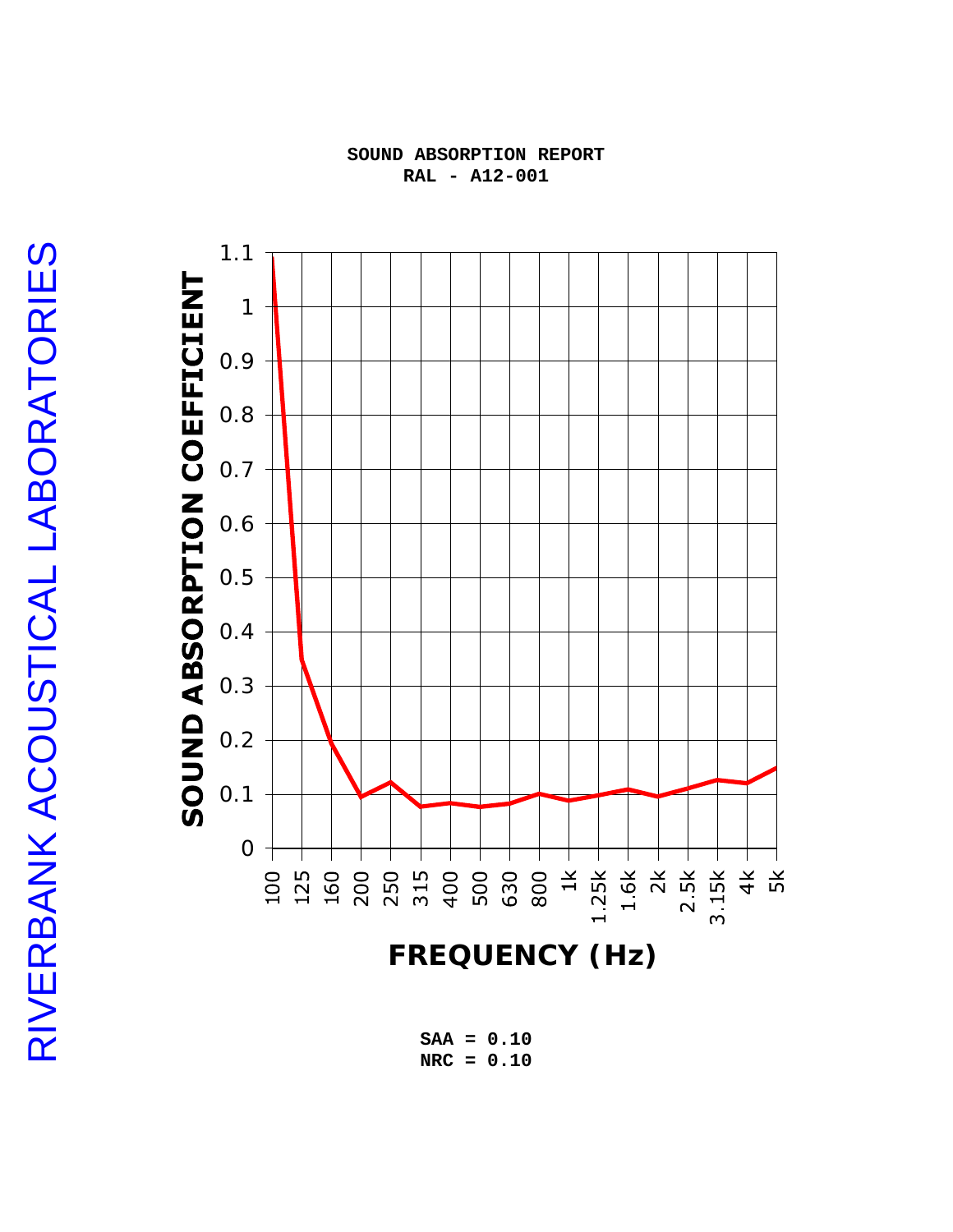RIVERBANK ACOUSTICAL LABORATORIES

**SOUND ABSORPTION REPORT**
**RAL - A12-001**

SOUND ABSORPTION COEFFICIENT

1.1
1
0.9
0.8
0.7
0.6
0.5
0.4
0.3
0.2
0.1
0

100 125 160 200 250 315 400 500 630 800 1k 1.25k 1.6k 2k 2.5k 3.15k 4k 5k

FREQUENCY (Hz)

**SAA = 0.10**
**NRC = 0.10**